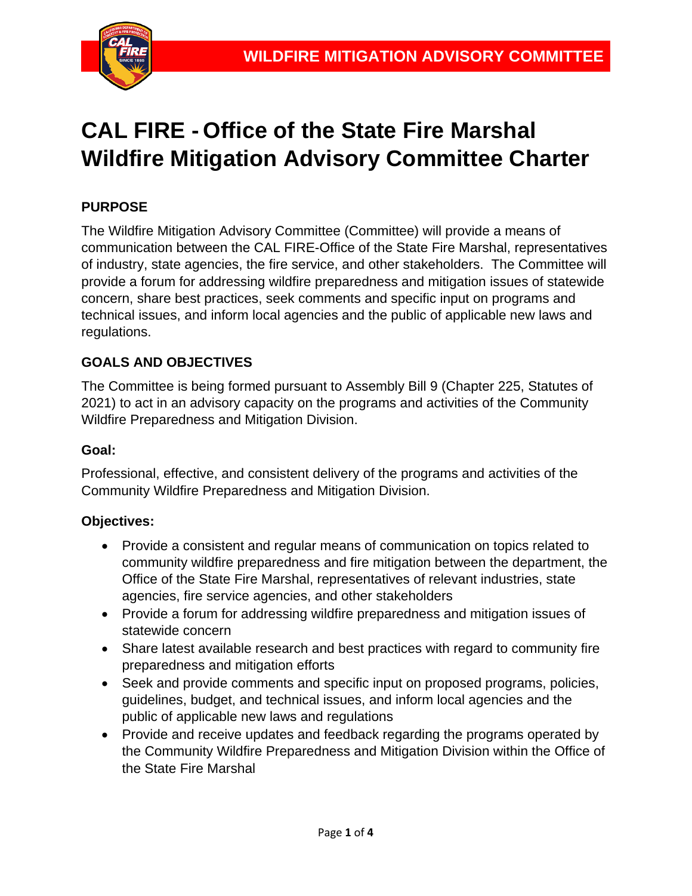# CAL FIRE - Office of the State Fire Marshal Wildfire Mitigation Advisory Committee Charter

## PURPOSE

The Wildfire Mitigation Advisory Committee (Committee) will provide a means of communication between the CAL FIRE-Office of the State Fire Marshal, representatives of industry, state agencies, the fire service, and other stakeholders. The Committee will provide a forum for addressing wildfire preparedness and mitigation issues of statewide concern, share best practices, seek comments and specific input on programs and technical issues, and inform local agencies and the public of applicable new laws and regulations.

## GOALS AND OBJECTIVES

The Committee is being formed pursuant to Assembly Bill 9 (Chapter 225, Statutes of 2021) to act in an advisory capacity on the programs and activities of the Community Wildfire Preparedness and Mitigation Division.

### Goal:

Professional, effective, and consistent delivery of the programs and activities of the Community Wildfire Preparedness and Mitigation Division.

### Objectives:

- Provide a consistent and regular means of communication on topics related to community wildfire preparedness and fire mitigation between the department, the Office of the State Fire Marshal, representatives of relevant industries, state agencies, fire service agencies, and other stakeholders
- Provide a forum for addressing wildfire preparedness and mitigation issues of statewide concern
- Share latest available research and best practices with regard to community fire preparedness and mitigation efforts
- Seek and provide comments and specific input on proposed programs, policies, guidelines, budget, and technical issues, and inform local agencies and the public of applicable new laws and regulations
- Provide and receive updates and feedback regarding the programs operated by the Community Wildfire Preparedness and Mitigation Division within the Office of the State Fire Marshal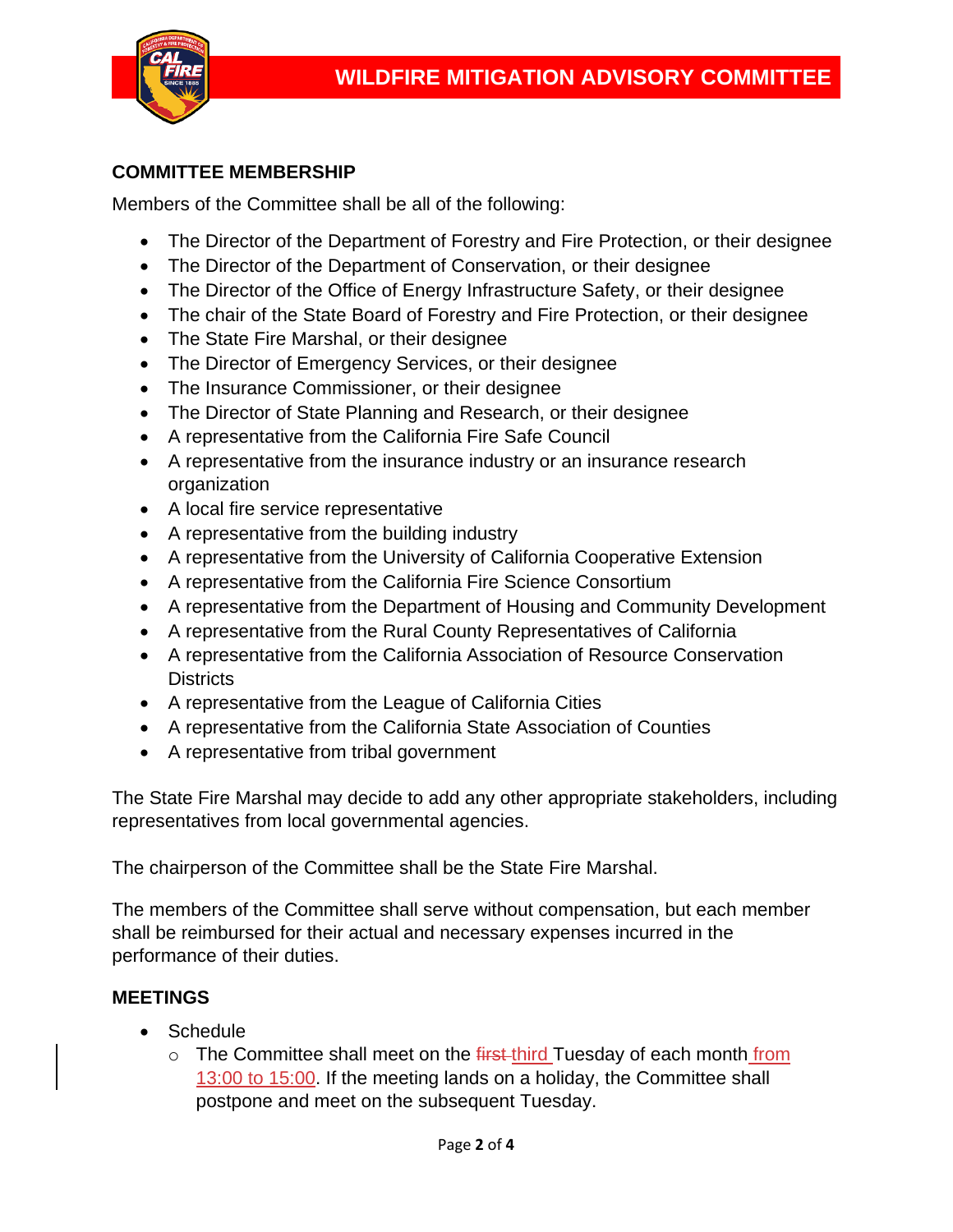## COMMITTEE MEMBERSHIP

Members of the Committee shall be all of the following:

- The Director of the Department of Forestry and Fire Protection, or their designee
- The Director of the Department of Conservation, or their designee
- The Director of the Office of Energy Infrastructure Safety, or their designee
- The chair of the State Board of Forestry and Fire Protection, or their designee
- The State Fire Marshal, or their designee
- The Director of Emergency Services, or their designee
- The Insurance Commissioner, or their designee
- The Director of State Planning and Research, or their designee
- A representative from the California Fire Safe Council
- A representative from the insurance industry or an insurance research organization
- A local fire service representative
- A representative from the building industry
- A representative from the University of California Cooperative Extension
- A representative from the California Fire Science Consortium
- A representative from the Department of Housing and Community Development
- A representative from the Rural County Representatives of California
- A representative from the California Association of Resource Conservation Districts
- A representative from the League of California Cities
- A representative from the California State Association of Counties
- A representative from tribal government

The State Fire Marshal may decide to add any other appropriate stakeholders, including representatives from local governmental agencies.

The chairperson of the Committee shall be the State Fire Marshal.

The members of the Committee shall serve without compensation, but each member shall be reimbursed for their actual and necessary expenses incurred in the performance of their duties.

## MEETINGS

- Schedule
  - The Committee shall meet on the ~~first~~ third Tuesday of each month from 13:00 to 15:00. If the meeting lands on a holiday, the Committee shall postpone and meet on the subsequent Tuesday.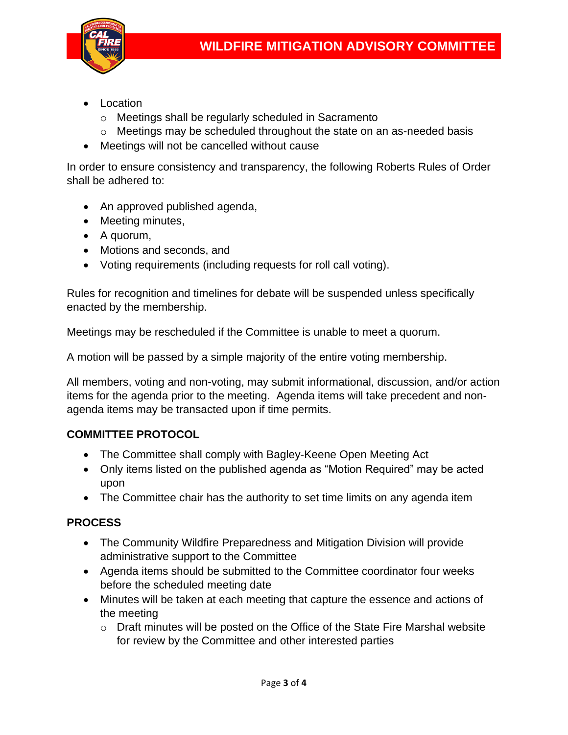- Location
    - Meetings shall be regularly scheduled in Sacramento
    - Meetings may be scheduled throughout the state on an as-needed basis
- Meetings will not be cancelled without cause

In order to ensure consistency and transparency, the following Roberts Rules of Order shall be adhered to:

- An approved published agenda,
- Meeting minutes,
- A quorum,
- Motions and seconds, and
- Voting requirements (including requests for roll call voting).

Rules for recognition and timelines for debate will be suspended unless specifically enacted by the membership.

Meetings may be rescheduled if the Committee is unable to meet a quorum.

A motion will be passed by a simple majority of the entire voting membership.

All members, voting and non-voting, may submit informational, discussion, and/or action items for the agenda prior to the meeting. Agenda items will take precedent and non-agenda items may be transacted upon if time permits.

## COMMITTEE PROTOCOL

- The Committee shall comply with Bagley-Keene Open Meeting Act
- Only items listed on the published agenda as "Motion Required" may be acted upon
- The Committee chair has the authority to set time limits on any agenda item

## PROCESS

- The Community Wildfire Preparedness and Mitigation Division will provide administrative support to the Committee
- Agenda items should be submitted to the Committee coordinator four weeks before the scheduled meeting date
- Minutes will be taken at each meeting that capture the essence and actions of the meeting
    - Draft minutes will be posted on the Office of the State Fire Marshal website for review by the Committee and other interested parties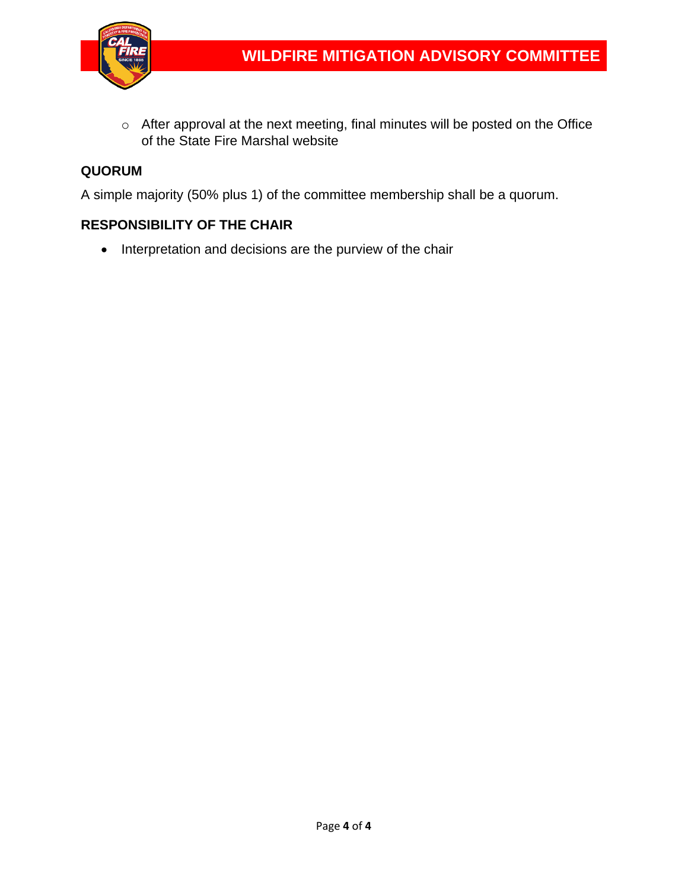- After approval at the next meeting, final minutes will be posted on the Office of the State Fire Marshal website

## QUORUM

A simple majority (50% plus 1) of the committee membership shall be a quorum.

## RESPONSIBILITY OF THE CHAIR

- Interpretation and decisions are the purview of the chair